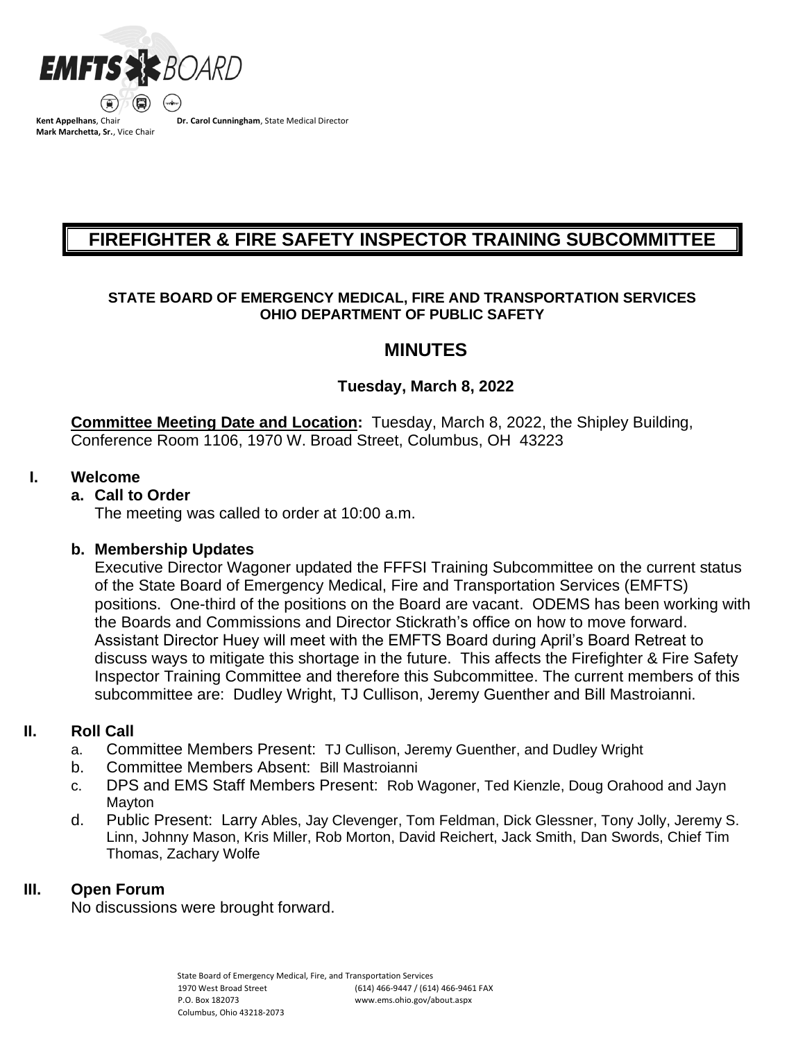**EMFTS BOARD**

**Kent Appelhans**, Chair
**Mark Marchetta, Sr.**, Vice Chair
**Dr. Carol Cunningham**, State Medical Director

# FIREFIGHTER & FIRE SAFETY INSPECTOR TRAINING SUBCOMMITTEE

**STATE BOARD OF EMERGENCY MEDICAL, FIRE AND TRANSPORTATION SERVICES**
**OHIO DEPARTMENT OF PUBLIC SAFETY**

## MINUTES

### Tuesday, March 8, 2022

**Committee Meeting Date and Location:** Tuesday, March 8, 2022, the Shipley Building, Conference Room 1106, 1970 W. Broad Street, Columbus, OH 43223

## I. Welcome

### a. Call to Order

The meeting was called to order at 10:00 a.m.

### b. Membership Updates

Executive Director Wagoner updated the FFFSI Training Subcommittee on the current status of the State Board of Emergency Medical, Fire and Transportation Services (EMFTS) positions. One-third of the positions on the Board are vacant. ODEMS has been working with the Boards and Commissions and Director Stickrath's office on how to move forward. Assistant Director Huey will meet with the EMFTS Board during April's Board Retreat to discuss ways to mitigate this shortage in the future. This affects the Firefighter & Fire Safety Inspector Training Committee and therefore this Subcommittee. The current members of this subcommittee are: Dudley Wright, TJ Cullison, Jeremy Guenther and Bill Mastroianni.

## II. Roll Call

a. Committee Members Present: TJ Cullison, Jeremy Guenther, and Dudley Wright
b. Committee Members Absent: Bill Mastroianni
c. DPS and EMS Staff Members Present: Rob Wagoner, Ted Kienzle, Doug Orahood and Jayn Mayton
d. Public Present: Larry Ables, Jay Clevenger, Tom Feldman, Dick Glessner, Tony Jolly, Jeremy S. Linn, Johnny Mason, Kris Miller, Rob Morton, David Reichert, Jack Smith, Dan Swords, Chief Tim Thomas, Zachary Wolfe

## III. Open Forum

No discussions were brought forward.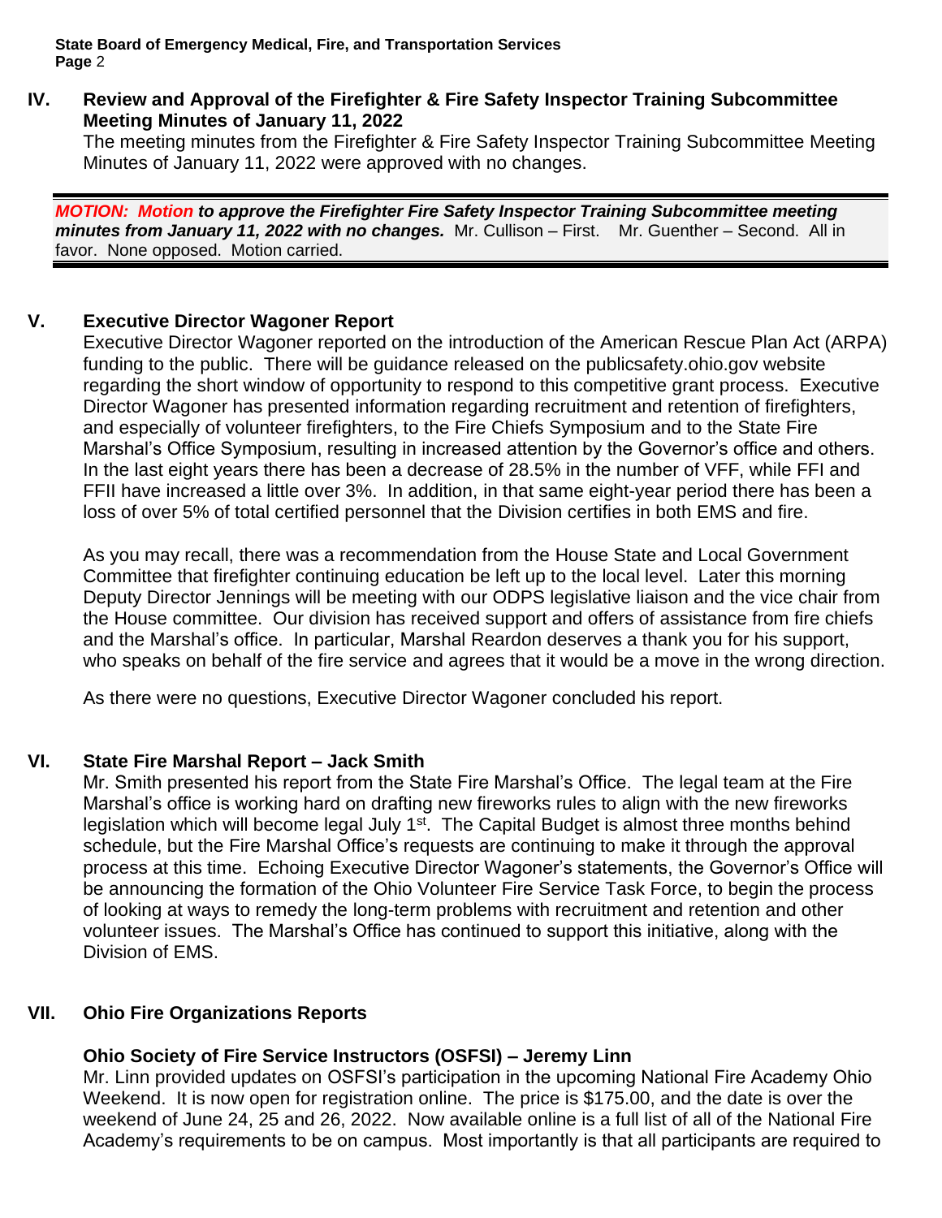## IV. Review and Approval of the Firefighter & Fire Safety Inspector Training Subcommittee Meeting Minutes of January 11, 2022

The meeting minutes from the Firefighter & Fire Safety Inspector Training Subcommittee Meeting Minutes of January 11, 2022 were approved with no changes.

***MOTION: Motion to approve the Firefighter Fire Safety Inspector Training Subcommittee meeting minutes from January 11, 2022 with no changes.*** Mr. Cullison – First. Mr. Guenther – Second. All in favor. None opposed. Motion carried.

## V. Executive Director Wagoner Report

Executive Director Wagoner reported on the introduction of the American Rescue Plan Act (ARPA) funding to the public. There will be guidance released on the publicsafety.ohio.gov website regarding the short window of opportunity to respond to this competitive grant process. Executive Director Wagoner has presented information regarding recruitment and retention of firefighters, and especially of volunteer firefighters, to the Fire Chiefs Symposium and to the State Fire Marshal's Office Symposium, resulting in increased attention by the Governor's office and others. In the last eight years there has been a decrease of 28.5% in the number of VFF, while FFI and FFII have increased a little over 3%. In addition, in that same eight-year period there has been a loss of over 5% of total certified personnel that the Division certifies in both EMS and fire.

As you may recall, there was a recommendation from the House State and Local Government Committee that firefighter continuing education be left up to the local level. Later this morning Deputy Director Jennings will be meeting with our ODPS legislative liaison and the vice chair from the House committee. Our division has received support and offers of assistance from fire chiefs and the Marshal's office. In particular, Marshal Reardon deserves a thank you for his support, who speaks on behalf of the fire service and agrees that it would be a move in the wrong direction.

As there were no questions, Executive Director Wagoner concluded his report.

## VI. State Fire Marshal Report – Jack Smith

Mr. Smith presented his report from the State Fire Marshal's Office. The legal team at the Fire Marshal's office is working hard on drafting new fireworks rules to align with the new fireworks legislation which will become legal July 1st. The Capital Budget is almost three months behind schedule, but the Fire Marshal Office's requests are continuing to make it through the approval process at this time. Echoing Executive Director Wagoner's statements, the Governor's Office will be announcing the formation of the Ohio Volunteer Fire Service Task Force, to begin the process of looking at ways to remedy the long-term problems with recruitment and retention and other volunteer issues. The Marshal's Office has continued to support this initiative, along with the Division of EMS.

## VII. Ohio Fire Organizations Reports

### Ohio Society of Fire Service Instructors (OSFSI) – Jeremy Linn

Mr. Linn provided updates on OSFSI's participation in the upcoming National Fire Academy Ohio Weekend. It is now open for registration online. The price is $175.00, and the date is over the weekend of June 24, 25 and 26, 2022. Now available online is a full list of all of the National Fire Academy's requirements to be on campus. Most importantly is that all participants are required to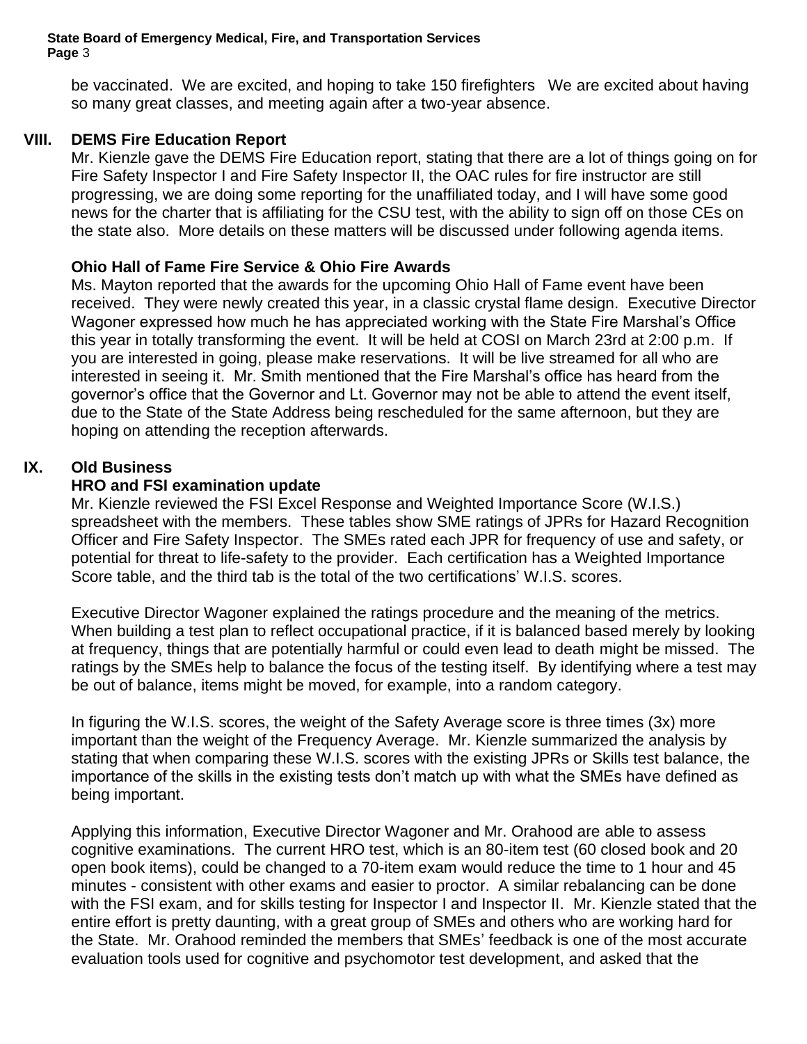be vaccinated. We are excited, and hoping to take 150 firefighters We are excited about having so many great classes, and meeting again after a two-year absence.

## VIII. DEMS Fire Education Report

Mr. Kienzle gave the DEMS Fire Education report, stating that there are a lot of things going on for Fire Safety Inspector I and Fire Safety Inspector II, the OAC rules for fire instructor are still progressing, we are doing some reporting for the unaffiliated today, and I will have some good news for the charter that is affiliating for the CSU test, with the ability to sign off on those CEs on the state also. More details on these matters will be discussed under following agenda items.

### Ohio Hall of Fame Fire Service & Ohio Fire Awards

Ms. Mayton reported that the awards for the upcoming Ohio Hall of Fame event have been received. They were newly created this year, in a classic crystal flame design. Executive Director Wagoner expressed how much he has appreciated working with the State Fire Marshal's Office this year in totally transforming the event. It will be held at COSI on March 23rd at 2:00 p.m. If you are interested in going, please make reservations. It will be live streamed for all who are interested in seeing it. Mr. Smith mentioned that the Fire Marshal's office has heard from the governor's office that the Governor and Lt. Governor may not be able to attend the event itself, due to the State of the State Address being rescheduled for the same afternoon, but they are hoping on attending the reception afterwards.

## IX. Old Business

### HRO and FSI examination update

Mr. Kienzle reviewed the FSI Excel Response and Weighted Importance Score (W.I.S.) spreadsheet with the members. These tables show SME ratings of JPRs for Hazard Recognition Officer and Fire Safety Inspector. The SMEs rated each JPR for frequency of use and safety, or potential for threat to life-safety to the provider. Each certification has a Weighted Importance Score table, and the third tab is the total of the two certifications' W.I.S. scores.

Executive Director Wagoner explained the ratings procedure and the meaning of the metrics. When building a test plan to reflect occupational practice, if it is balanced based merely by looking at frequency, things that are potentially harmful or could even lead to death might be missed. The ratings by the SMEs help to balance the focus of the testing itself. By identifying where a test may be out of balance, items might be moved, for example, into a random category.

In figuring the W.I.S. scores, the weight of the Safety Average score is three times (3x) more important than the weight of the Frequency Average. Mr. Kienzle summarized the analysis by stating that when comparing these W.I.S. scores with the existing JPRs or Skills test balance, the importance of the skills in the existing tests don't match up with what the SMEs have defined as being important.

Applying this information, Executive Director Wagoner and Mr. Orahood are able to assess cognitive examinations. The current HRO test, which is an 80-item test (60 closed book and 20 open book items), could be changed to a 70-item exam would reduce the time to 1 hour and 45 minutes - consistent with other exams and easier to proctor. A similar rebalancing can be done with the FSI exam, and for skills testing for Inspector I and Inspector II. Mr. Kienzle stated that the entire effort is pretty daunting, with a great group of SMEs and others who are working hard for the State. Mr. Orahood reminded the members that SMEs' feedback is one of the most accurate evaluation tools used for cognitive and psychomotor test development, and asked that the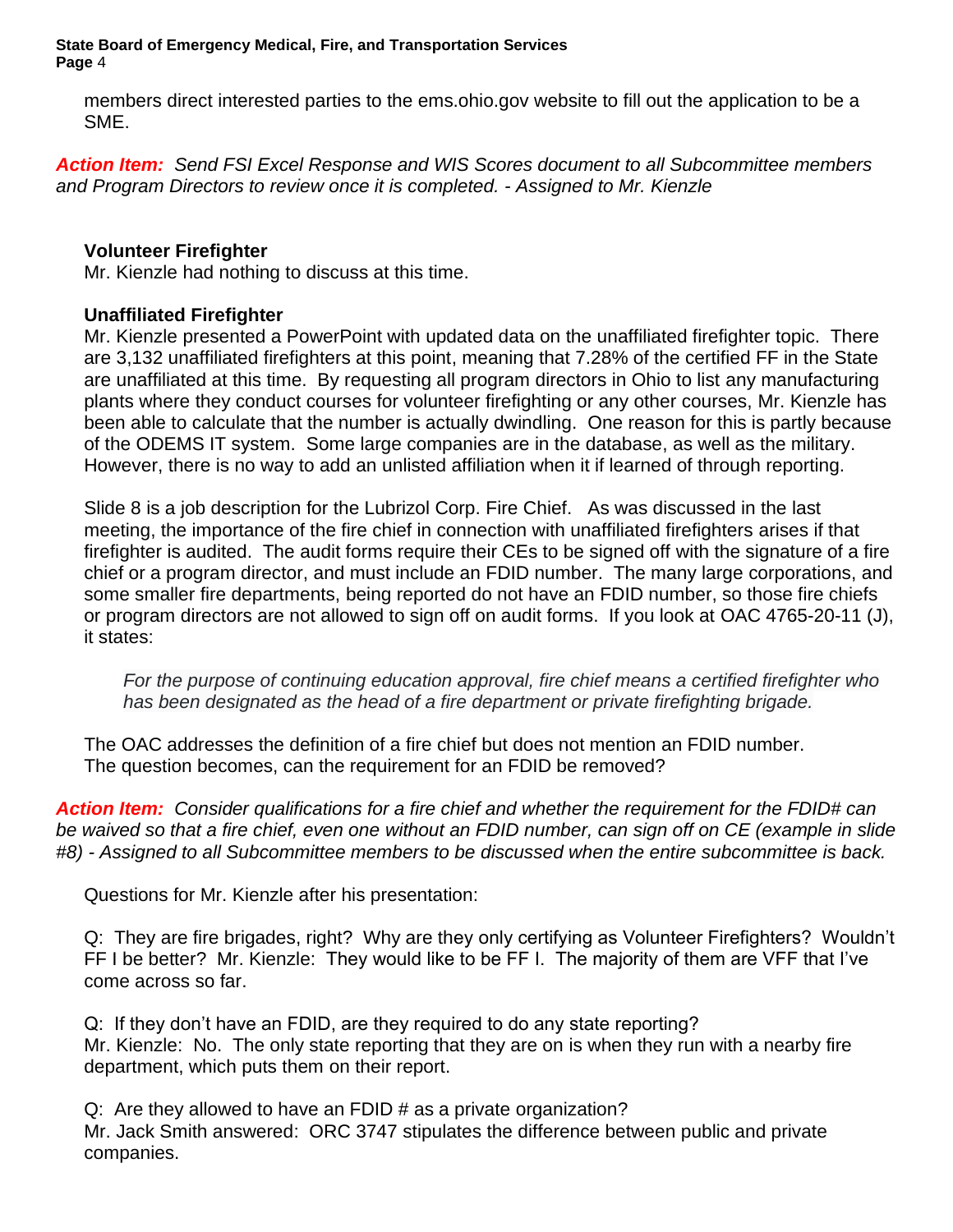members direct interested parties to the ems.ohio.gov website to fill out the application to be a SME.

***Action Item:*** *Send FSI Excel Response and WIS Scores document to all Subcommittee members and Program Directors to review once it is completed. - Assigned to Mr. Kienzle*

**Volunteer Firefighter**

Mr. Kienzle had nothing to discuss at this time.

**Unaffiliated Firefighter**

Mr. Kienzle presented a PowerPoint with updated data on the unaffiliated firefighter topic. There are 3,132 unaffiliated firefighters at this point, meaning that 7.28% of the certified FF in the State are unaffiliated at this time. By requesting all program directors in Ohio to list any manufacturing plants where they conduct courses for volunteer firefighting or any other courses, Mr. Kienzle has been able to calculate that the number is actually dwindling. One reason for this is partly because of the ODEMS IT system. Some large companies are in the database, as well as the military. However, there is no way to add an unlisted affiliation when it if learned of through reporting.

Slide 8 is a job description for the Lubrizol Corp. Fire Chief. As was discussed in the last meeting, the importance of the fire chief in connection with unaffiliated firefighters arises if that firefighter is audited. The audit forms require their CEs to be signed off with the signature of a fire chief or a program director, and must include an FDID number. The many large corporations, and some smaller fire departments, being reported do not have an FDID number, so those fire chiefs or program directors are not allowed to sign off on audit forms. If you look at OAC 4765-20-11 (J), it states:

> *For the purpose of continuing education approval, fire chief means a certified firefighter who has been designated as the head of a fire department or private firefighting brigade.*

The OAC addresses the definition of a fire chief but does not mention an FDID number. The question becomes, can the requirement for an FDID be removed?

***Action Item:*** *Consider qualifications for a fire chief and whether the requirement for the FDID# can be waived so that a fire chief, even one without an FDID number, can sign off on CE (example in slide #8) - Assigned to all Subcommittee members to be discussed when the entire subcommittee is back.*

Questions for Mr. Kienzle after his presentation:

Q: They are fire brigades, right? Why are they only certifying as Volunteer Firefighters? Wouldn't FF I be better? Mr. Kienzle: They would like to be FF I. The majority of them are VFF that I've come across so far.

Q: If they don't have an FDID, are they required to do any state reporting?
Mr. Kienzle: No. The only state reporting that they are on is when they run with a nearby fire department, which puts them on their report.

Q: Are they allowed to have an FDID # as a private organization?
Mr. Jack Smith answered: ORC 3747 stipulates the difference between public and private companies.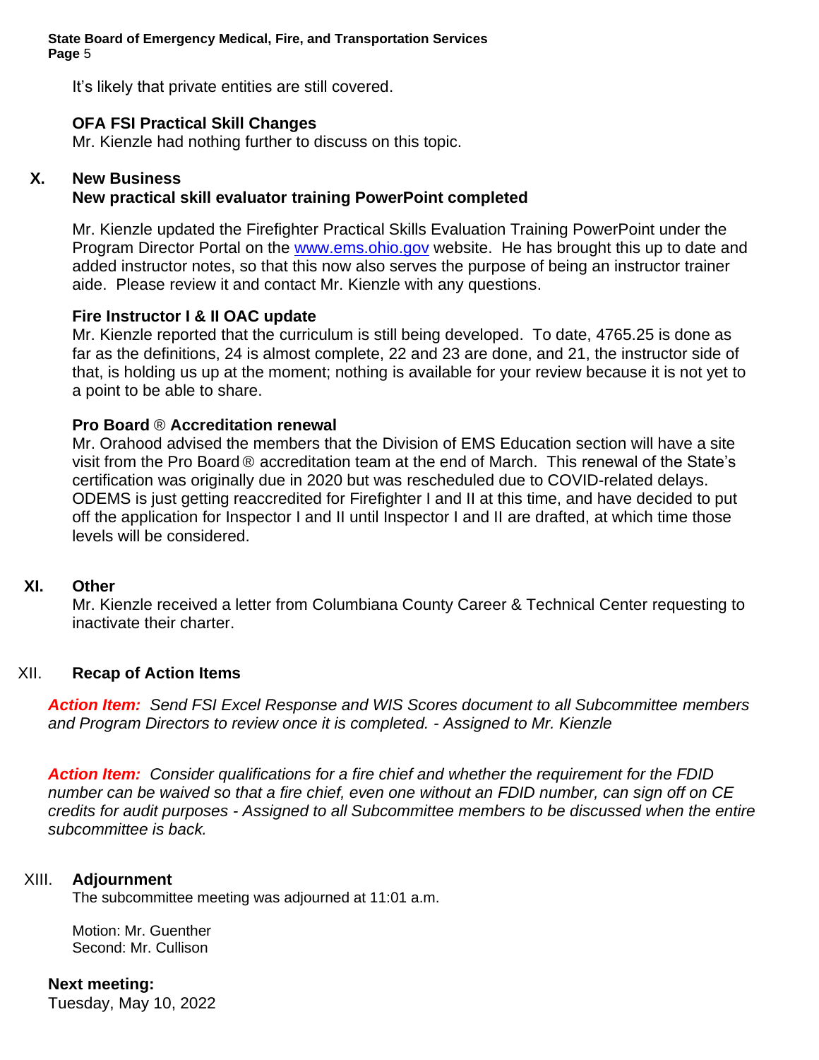It's likely that private entities are still covered.

**OFA FSI Practical Skill Changes**
Mr. Kienzle had nothing further to discuss on this topic.

## X. New Business

**New practical skill evaluator training PowerPoint completed**

Mr. Kienzle updated the Firefighter Practical Skills Evaluation Training PowerPoint under the Program Director Portal on the www.ems.ohio.gov website. He has brought this up to date and added instructor notes, so that this now also serves the purpose of being an instructor trainer aide. Please review it and contact Mr. Kienzle with any questions.

**Fire Instructor I & II OAC update**
Mr. Kienzle reported that the curriculum is still being developed. To date, 4765.25 is done as far as the definitions, 24 is almost complete, 22 and 23 are done, and 21, the instructor side of that, is holding us up at the moment; nothing is available for your review because it is not yet to a point to be able to share.

**Pro Board ® Accreditation renewal**
Mr. Orahood advised the members that the Division of EMS Education section will have a site visit from the Pro Board® accreditation team at the end of March. This renewal of the State's certification was originally due in 2020 but was rescheduled due to COVID-related delays. ODEMS is just getting reaccredited for Firefighter I and II at this time, and have decided to put off the application for Inspector I and II until Inspector I and II are drafted, at which time those levels will be considered.

## XI. Other

Mr. Kienzle received a letter from Columbiana County Career & Technical Center requesting to inactivate their charter.

## XII. Recap of Action Items

***Action Item:*** *Send FSI Excel Response and WIS Scores document to all Subcommittee members and Program Directors to review once it is completed. - Assigned to Mr. Kienzle*

***Action Item:*** *Consider qualifications for a fire chief and whether the requirement for the FDID number can be waived so that a fire chief, even one without an FDID number, can sign off on CE credits for audit purposes - Assigned to all Subcommittee members to be discussed when the entire subcommittee is back.*

## XIII. Adjournment

The subcommittee meeting was adjourned at 11:01 a.m.

Motion: Mr. Guenther
Second: Mr. Cullison

**Next meeting:**
Tuesday, May 10, 2022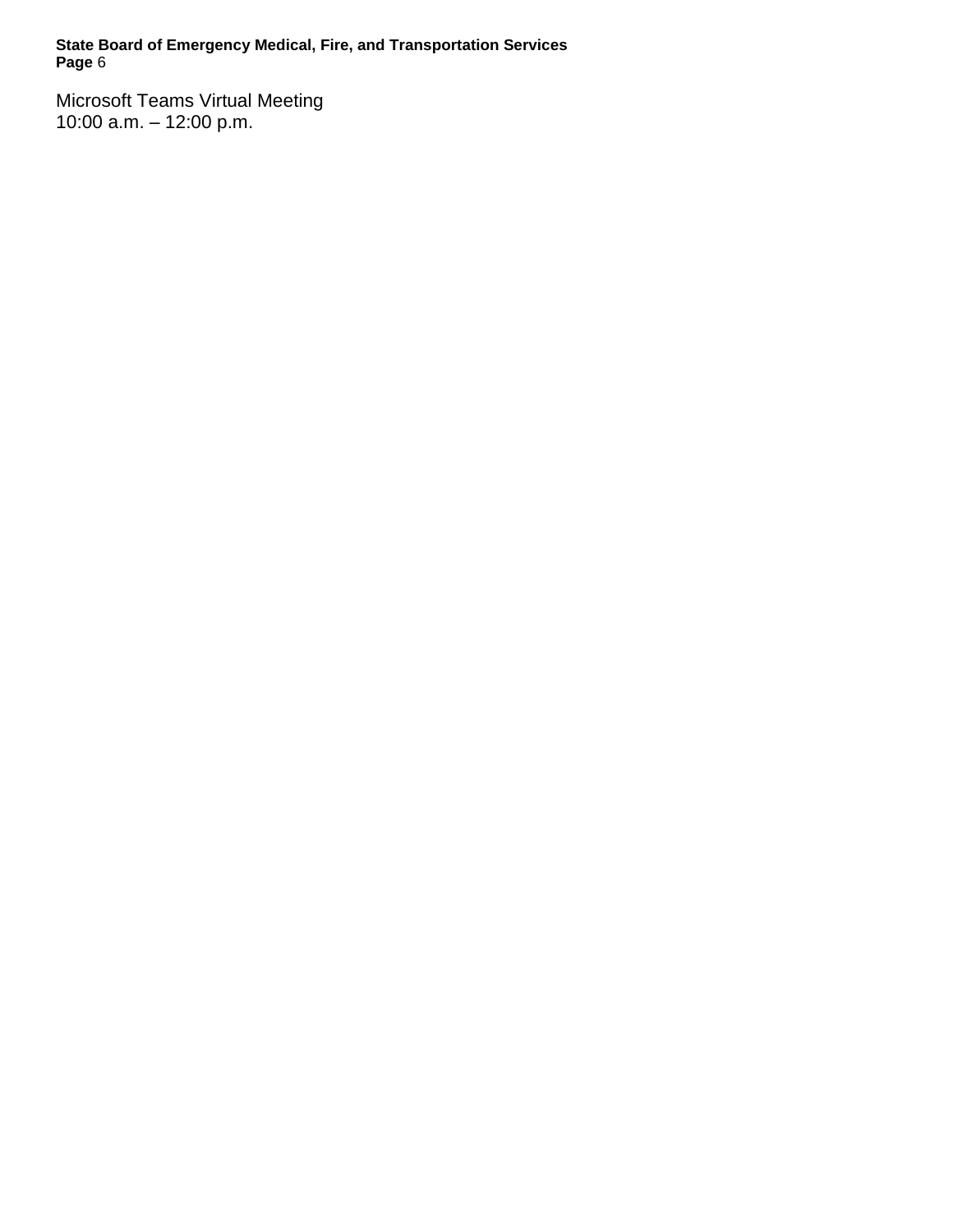Microsoft Teams Virtual Meeting
10:00 a.m. – 12:00 p.m.